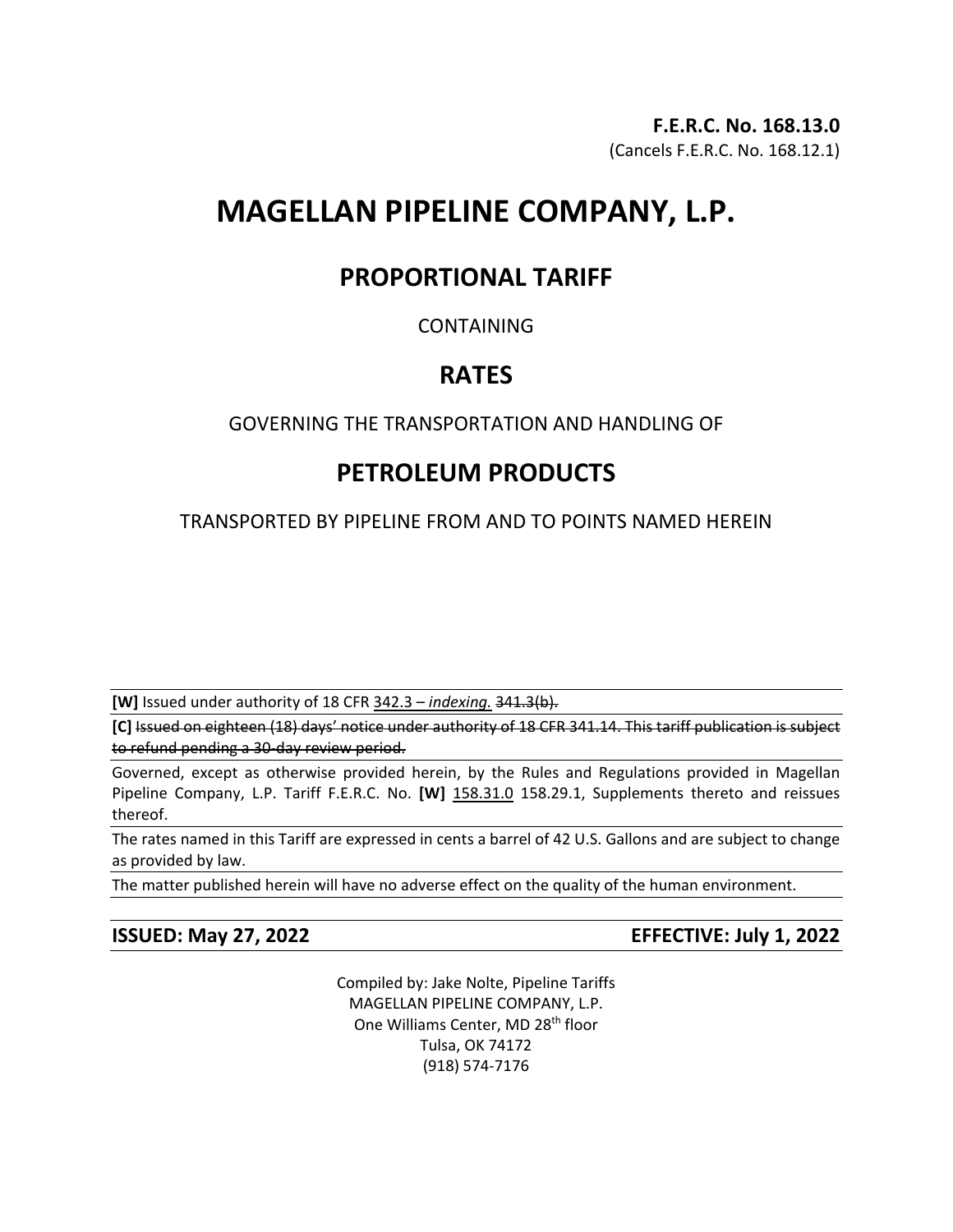**F.E.R.C. No. 168.13.0**
(Cancels F.E.R.C. No. 168.12.1)

# MAGELLAN PIPELINE COMPANY, L.P.

## PROPORTIONAL TARIFF

CONTAINING

## RATES

GOVERNING THE TRANSPORTATION AND HANDLING OF

## PETROLEUM PRODUCTS

TRANSPORTED BY PIPELINE FROM AND TO POINTS NAMED HEREIN

**[W]** Issued under authority of 18 CFR 342.3 – *indexing.* ~~341.3(b).~~

**[C]** ~~Issued on eighteen (18) days' notice under authority of 18 CFR 341.14. This tariff publication is subject to refund pending a 30-day review period.~~

Governed, except as otherwise provided herein, by the Rules and Regulations provided in Magellan Pipeline Company, L.P. Tariff F.E.R.C. No. **[W]** 158.31.0 158.29.1, Supplements thereto and reissues thereof.

The rates named in this Tariff are expressed in cents a barrel of 42 U.S. Gallons and are subject to change as provided by law.

The matter published herein will have no adverse effect on the quality of the human environment.

**ISSUED: May 27, 2022** **EFFECTIVE: July 1, 2022**

Compiled by: Jake Nolte, Pipeline Tariffs
MAGELLAN PIPELINE COMPANY, L.P.
One Williams Center, MD 28th floor
Tulsa, OK 74172
(918) 574-7176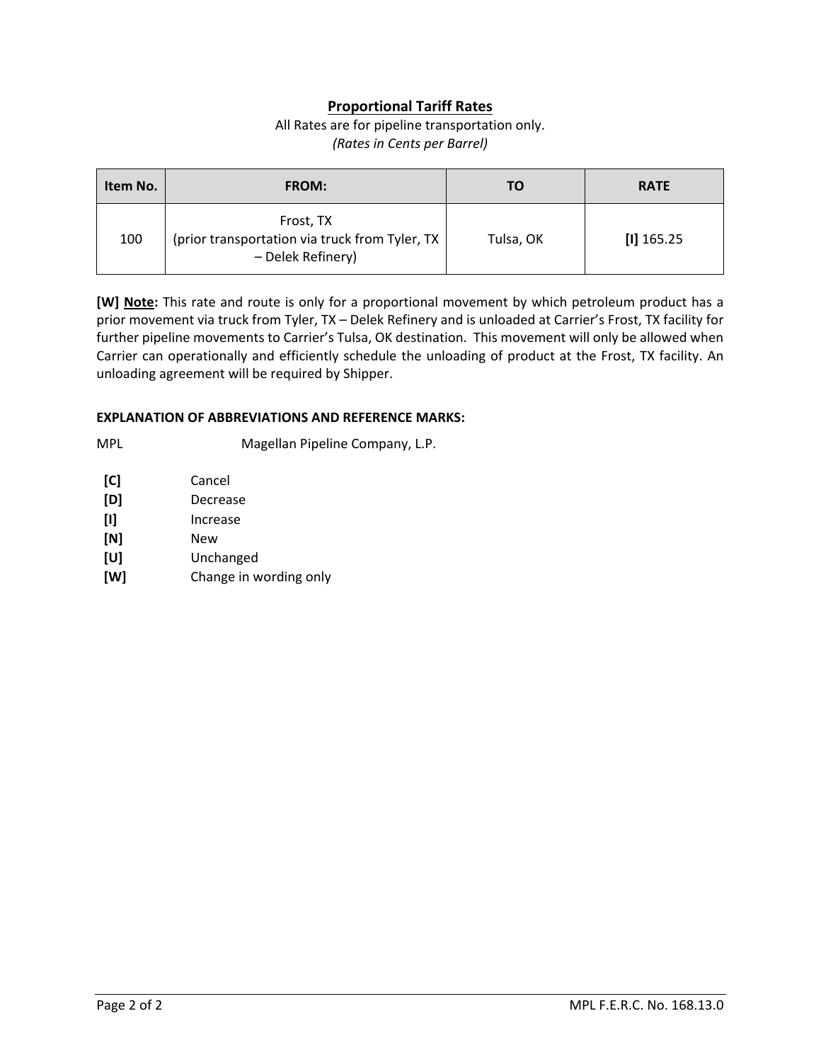## Proportional Tariff Rates

All Rates are for pipeline transportation only.
*(Rates in Cents per Barrel)*

| Item No. | FROM: | TO | RATE |
|---|---|---|---|
| 100 | Frost, TX (prior transportation via truck from Tyler, TX – Delek Refinery) | Tulsa, OK | **[I]** 165.25 |

**[W]** **Note:** This rate and route is only for a proportional movement by which petroleum product has a prior movement via truck from Tyler, TX – Delek Refinery and is unloaded at Carrier's Frost, TX facility for further pipeline movements to Carrier's Tulsa, OK destination. This movement will only be allowed when Carrier can operationally and efficiently schedule the unloading of product at the Frost, TX facility. An unloading agreement will be required by Shipper.

**EXPLANATION OF ABBREVIATIONS AND REFERENCE MARKS:**

MPL Magellan Pipeline Company, L.P.

**[C]** Cancel
**[D]** Decrease
**[I]** Increase
**[N]** New
**[U]** Unchanged
**[W]** Change in wording only